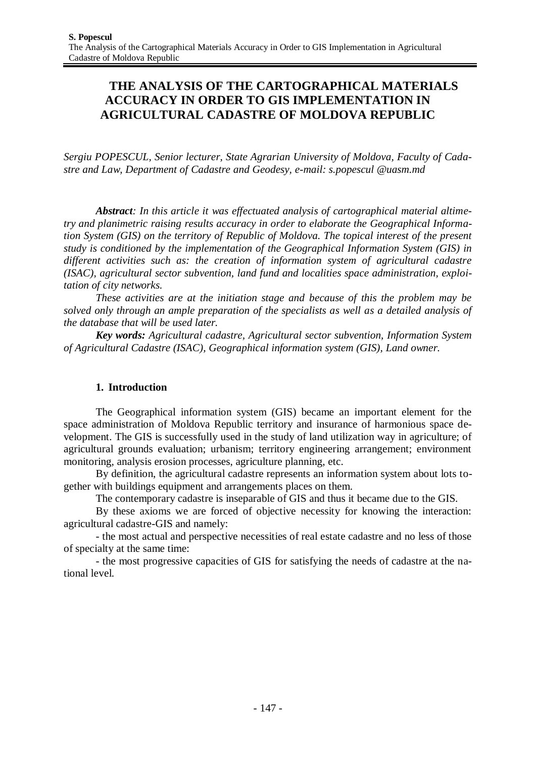# THE ANALYSIS OF THE CARTOGRAPHICAL MATERIALS ACCURACY IN ORDER TO GIS IMPLEMENTATION IN AGRICULTURAL CADASTRE OF MOLDOVA REPUBLIC

*Sergiu POPESCUL, Senior lecturer, State Agrarian University of Moldova, Faculty of Cadastre and Law, Department of Cadastre and Geodesy, e-mail: s.popescul @uasm.md*

***Abstract**: In this article it was effectuated analysis of cartographical material altimetry and planimetric raising results accuracy in order to elaborate the Geographical Information System (GIS) on the territory of Republic of Moldova. The topical interest of the present study is conditioned by the implementation of the Geographical Information System (GIS) in different activities such as: the creation of information system of agricultural cadastre (ISAC), agricultural sector subvention, land fund and localities space administration, exploitation of city networks.*

*These activities are at the initiation stage and because of this the problem may be solved only through an ample preparation of the specialists as well as a detailed analysis of the database that will be used later.*

***Key words:** Agricultural cadastre, Agricultural sector subvention, Information System of Agricultural Cadastre (ISAC), Geographical information system (GIS), Land owner.*

## 1. Introduction

The Geographical information system (GIS) became an important element for the space administration of Moldova Republic territory and insurance of harmonious space development. The GIS is successfully used in the study of land utilization way in agriculture; of agricultural grounds evaluation; urbanism; territory engineering arrangement; environment monitoring, analysis erosion processes, agriculture planning, etc.

By definition, the agricultural cadastre represents an information system about lots together with buildings equipment and arrangements places on them.

The contemporary cadastre is inseparable of GIS and thus it became due to the GIS.

By these axioms we are forced of objective necessity for knowing the interaction: agricultural cadastre-GIS and namely:

- the most actual and perspective necessities of real estate cadastre and no less of those of specialty at the same time:

- the most progressive capacities of GIS for satisfying the needs of cadastre at the national level.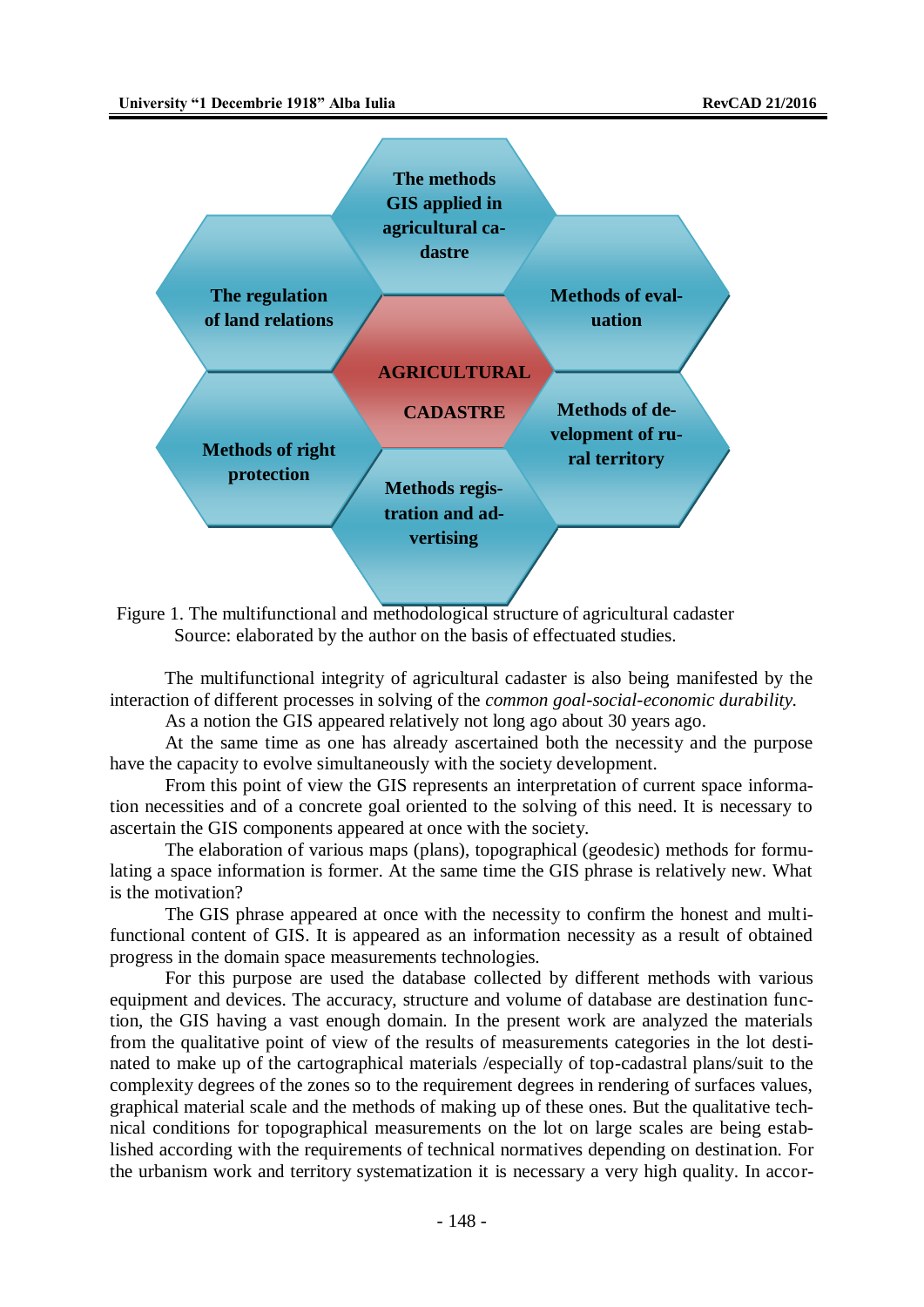Figure 1. The multifunctional and methodological structure of agricultural cadaster
Source: elaborated by the author on the basis of effectuated studies.

The multifunctional integrity of agricultural cadaster is also being manifested by the interaction of different processes in solving of the *common goal-social-economic durability.*

As a notion the GIS appeared relatively not long ago about 30 years ago.

At the same time as one has already ascertained both the necessity and the purpose have the capacity to evolve simultaneously with the society development.

From this point of view the GIS represents an interpretation of current space information necessities and of a concrete goal oriented to the solving of this need. It is necessary to ascertain the GIS components appeared at once with the society.

The elaboration of various maps (plans), topographical (geodesic) methods for formulating a space information is former. At the same time the GIS phrase is relatively new. What is the motivation?

The GIS phrase appeared at once with the necessity to confirm the honest and multifunctional content of GIS. It is appeared as an information necessity as a result of obtained progress in the domain space measurements technologies.

For this purpose are used the database collected by different methods with various equipment and devices. The accuracy, structure and volume of database are destination function, the GIS having a vast enough domain. In the present work are analyzed the materials from the qualitative point of view of the results of measurements categories in the lot destinated to make up of the cartographical materials /especially of top-cadastral plans/suit to the complexity degrees of the zones so to the requirement degrees in rendering of surfaces values, graphical material scale and the methods of making up of these ones. But the qualitative technical conditions for topographical measurements on the lot on large scales are being established according with the requirements of technical normatives depending on destination. For the urbanism work and territory systematization it is necessary a very high quality. In accor-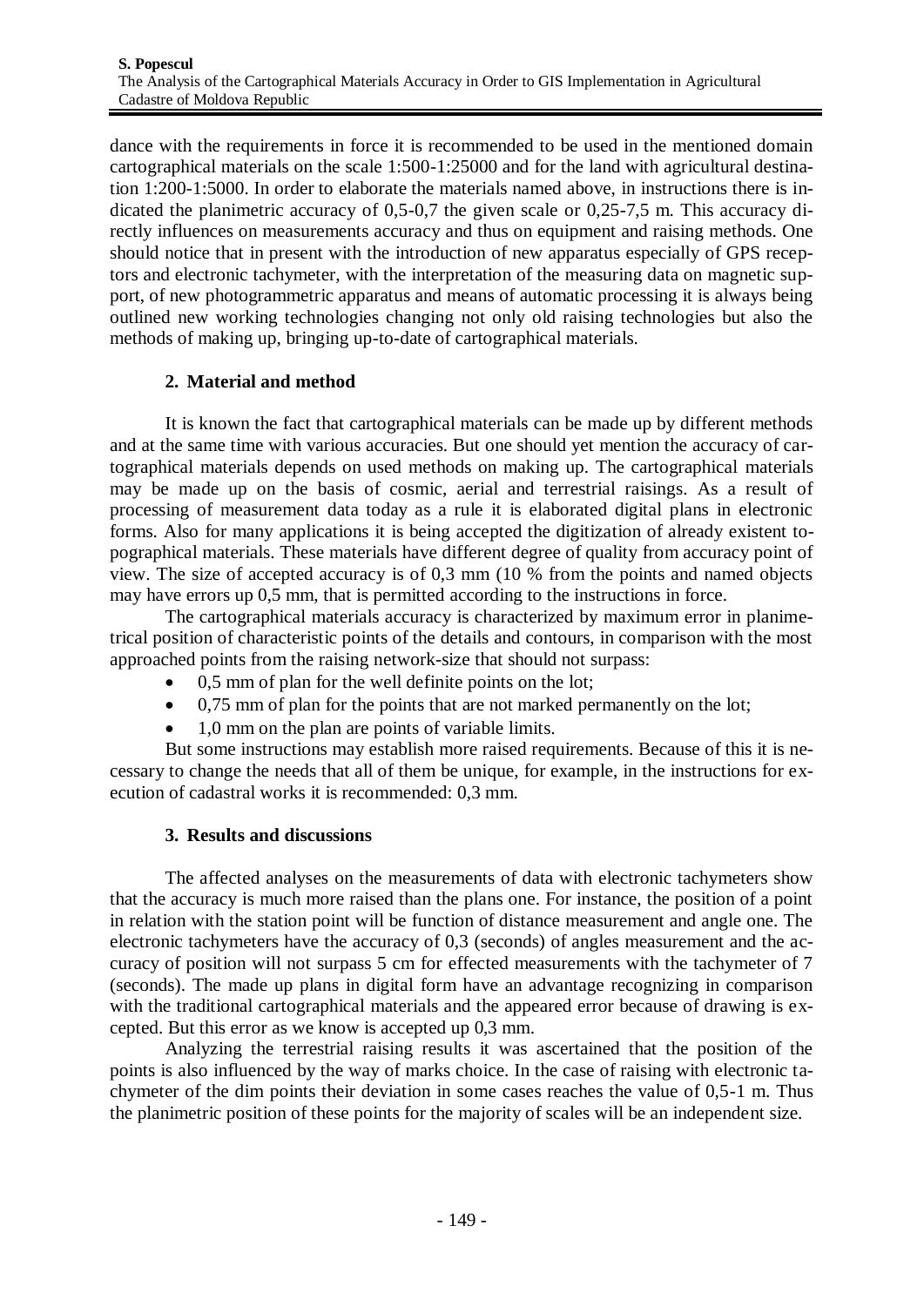dance with the requirements in force it is recommended to be used in the mentioned domain cartographical materials on the scale 1:500-1:25000 and for the land with agricultural destination 1:200-1:5000. In order to elaborate the materials named above, in instructions there is indicated the planimetric accuracy of 0,5-0,7 the given scale or 0,25-7,5 m. This accuracy directly influences on measurements accuracy and thus on equipment and raising methods. One should notice that in present with the introduction of new apparatus especially of GPS receptors and electronic tachymeter, with the interpretation of the measuring data on magnetic support, of new photogrammetric apparatus and means of automatic processing it is always being outlined new working technologies changing not only old raising technologies but also the methods of making up, bringing up-to-date of cartographical materials.

## 2. Material and method

It is known the fact that cartographical materials can be made up by different methods and at the same time with various accuracies. But one should yet mention the accuracy of cartographical materials depends on used methods on making up. The cartographical materials may be made up on the basis of cosmic, aerial and terrestrial raisings. As a result of processing of measurement data today as a rule it is elaborated digital plans in electronic forms. Also for many applications it is being accepted the digitization of already existent topographical materials. These materials have different degree of quality from accuracy point of view. The size of accepted accuracy is of 0,3 mm (10 % from the points and named objects may have errors up 0,5 mm, that is permitted according to the instructions in force.

The cartographical materials accuracy is characterized by maximum error in planimetrical position of characteristic points of the details and contours, in comparison with the most approached points from the raising network-size that should not surpass:

- 0,5 mm of plan for the well definite points on the lot;
- 0,75 mm of plan for the points that are not marked permanently on the lot;
- 1,0 mm on the plan are points of variable limits.

But some instructions may establish more raised requirements. Because of this it is necessary to change the needs that all of them be unique, for example, in the instructions for execution of cadastral works it is recommended: 0,3 mm.

## 3. Results and discussions

The affected analyses on the measurements of data with electronic tachymeters show that the accuracy is much more raised than the plans one. For instance, the position of a point in relation with the station point will be function of distance measurement and angle one. The electronic tachymeters have the accuracy of 0,3 (seconds) of angles measurement and the accuracy of position will not surpass 5 cm for effected measurements with the tachymeter of 7 (seconds). The made up plans in digital form have an advantage recognizing in comparison with the traditional cartographical materials and the appeared error because of drawing is excepted. But this error as we know is accepted up 0,3 mm.

Analyzing the terrestrial raising results it was ascertained that the position of the points is also influenced by the way of marks choice. In the case of raising with electronic tachymeter of the dim points their deviation in some cases reaches the value of 0,5-1 m. Thus the planimetric position of these points for the majority of scales will be an independent size.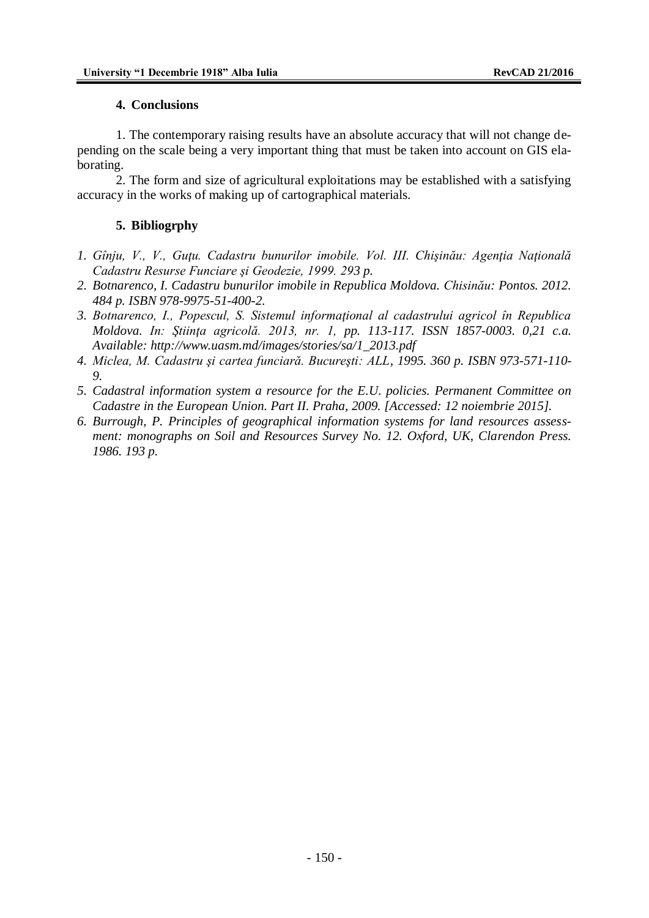## 4. Conclusions

1. The contemporary raising results have an absolute accuracy that will not change depending on the scale being a very important thing that must be taken into account on GIS elaborating.

2. The form and size of agricultural exploitations may be established with a satisfying accuracy in the works of making up of cartographical materials.

## 5. Bibliogrphy

1. *Gînju, V., V., Guţu. Cadastru bunurilor imobile. Vol. III. Chişinău: Agenţia Naţională Cadastru Resurse Funciare şi Geodezie, 1999. 293 p.*
2. *Botnarenco, I. Cadastru bunurilor imobile in Republica Moldova. Chisinău: Pontos. 2012. 484 p. ISBN 978-9975-51-400-2.*
3. *Botnarenco, I., Popescul, S. Sistemul informaţional al cadastrului agricol în Republica Moldova. In: Ştiinţa agricolă. 2013, nr. 1, pp. 113-117. ISSN 1857-0003. 0,21 c.a. Available: http://www.uasm.md/images/stories/sa/1_2013.pdf*
4. *Miclea, M. Cadastru şi cartea funciară. Bucureşti: ALL, 1995. 360 p. ISBN 973-571-110-9.*
5. *Cadastral information system a resource for the E.U. policies. Permanent Committee on Cadastre in the European Union. Part II. Praha, 2009. [Accessed: 12 noiembrie 2015].*
6. *Burrough, P. Principles of geographical information systems for land resources assessment: monographs on Soil and Resources Survey No. 12. Oxford, UK, Clarendon Press. 1986. 193 p.*